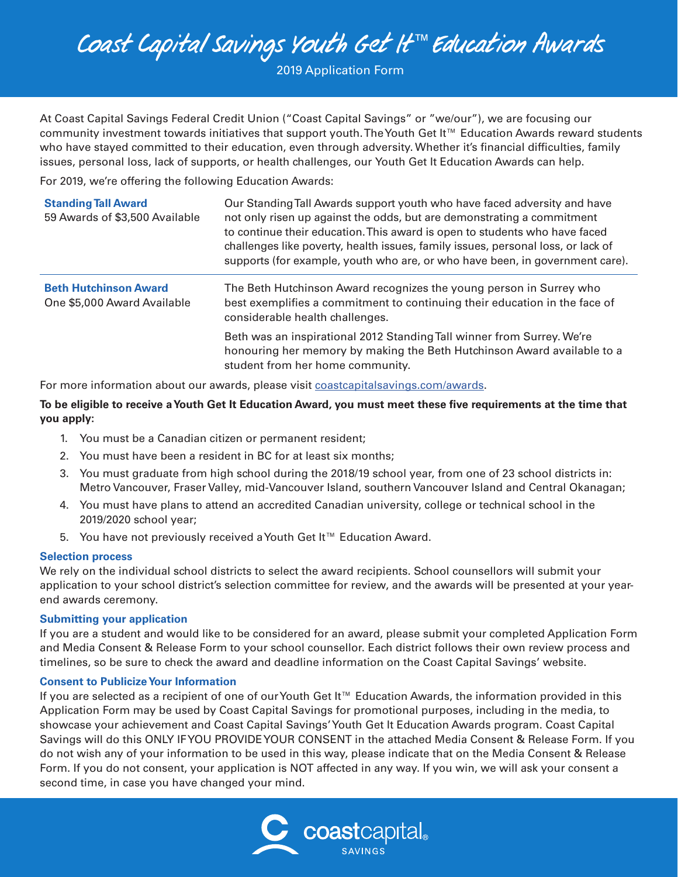# Coast Capital Savings Youth Get It™ Education Awards

2019 Application Form

At Coast Capital Savings Federal Credit Union ("Coast Capital Savings" or "we/our"), we are focusing our community investment towards initiatives that support youth. The Youth Get It™ Education Awards reward students who have stayed committed to their education, even through adversity. Whether it's financial difficulties, family issues, personal loss, lack of supports, or health challenges, our Youth Get It Education Awards can help.

For 2019, we're offering the following Education Awards:

| Award | Description |
|---|---|
| **Standing Tall Award**<br>59 Awards of $3,500 Available | Our Standing Tall Awards support youth who have faced adversity and have not only risen up against the odds, but are demonstrating a commitment to continue their education. This award is open to students who have faced challenges like poverty, health issues, family issues, personal loss, or lack of supports (for example, youth who are, or who have been, in government care). |
| **Beth Hutchinson Award**<br>One $5,000 Award Available | The Beth Hutchinson Award recognizes the young person in Surrey who best exemplifies a commitment to continuing their education in the face of considerable health challenges.<br><br>Beth was an inspirational 2012 Standing Tall winner from Surrey. We're honouring her memory by making the Beth Hutchinson Award available to a student from her home community. |

For more information about our awards, please visit coastcapitalsavings.com/awards.

**To be eligible to receive a Youth Get It Education Award, you must meet these five requirements at the time that you apply:**

1. You must be a Canadian citizen or permanent resident;
2. You must have been a resident in BC for at least six months;
3. You must graduate from high school during the 2018/19 school year, from one of 23 school districts in: Metro Vancouver, Fraser Valley, mid-Vancouver Island, southern Vancouver Island and Central Okanagan;
4. You must have plans to attend an accredited Canadian university, college or technical school in the 2019/2020 school year;
5. You have not previously received a Youth Get It™ Education Award.

### Selection process

We rely on the individual school districts to select the award recipients. School counsellors will submit your application to your school district's selection committee for review, and the awards will be presented at your year-end awards ceremony.

### Submitting your application

If you are a student and would like to be considered for an award, please submit your completed Application Form and Media Consent & Release Form to your school counsellor. Each district follows their own review process and timelines, so be sure to check the award and deadline information on the Coast Capital Savings' website.

### Consent to Publicize Your Information

If you are selected as a recipient of one of our Youth Get It™ Education Awards, the information provided in this Application Form may be used by Coast Capital Savings for promotional purposes, including in the media, to showcase your achievement and Coast Capital Savings' Youth Get It Education Awards program. Coast Capital Savings will do this ONLY IF YOU PROVIDE YOUR CONSENT in the attached Media Consent & Release Form. If you do not wish any of your information to be used in this way, please indicate that on the Media Consent & Release Form. If you do not consent, your application is NOT affected in any way. If you win, we will ask your consent a second time, in case you have changed your mind.

coastcapital SAVINGS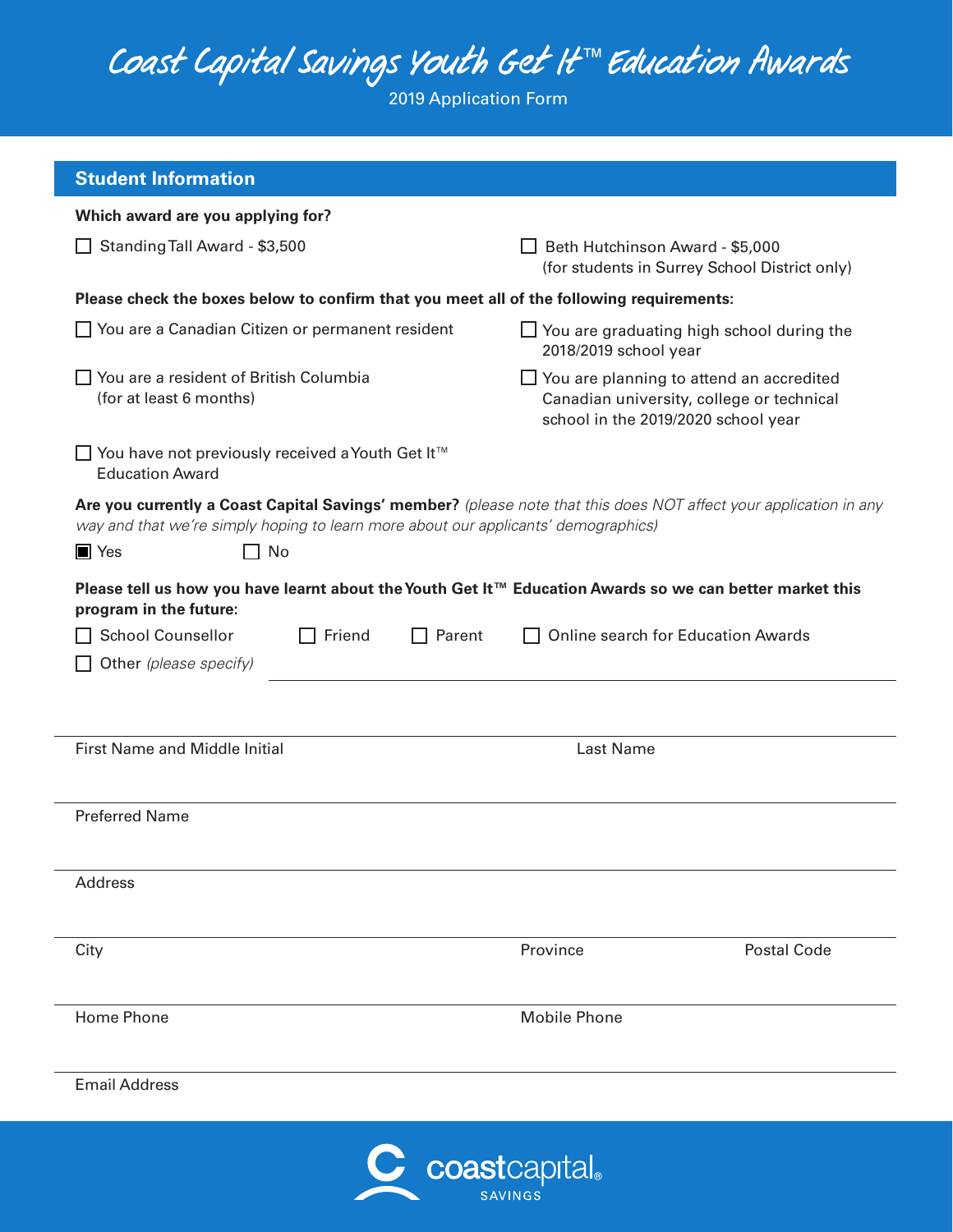# Coast Capital Savings Youth Get It™ Education Awards

2019 Application Form

## Student Information

**Which award are you applying for?**

- ☐ Standing Tall Award - $3,500
- ☐ Beth Hutchinson Award - $5,000 (for students in Surrey School District only)

**Please check the boxes below to confirm that you meet all of the following requirements:**

- ☐ You are a Canadian Citizen or permanent resident
- ☐ You are graduating high school during the 2018/2019 school year
- ☐ You are a resident of British Columbia (for at least 6 months)
- ☐ You are planning to attend an accredited Canadian university, college or technical school in the 2019/2020 school year
- ☐ You have not previously received a Youth Get It™ Education Award

**Are you currently a Coast Capital Savings' member?** *(please note that this does NOT affect your application in any way and that we're simply hoping to learn more about our applicants' demographics)*

- ■ Yes
- ☐ No

**Please tell us how you have learnt about the Youth Get It™ Education Awards so we can better market this program in the future:**

- ☐ School Counsellor
- ☐ Friend
- ☐ Parent
- ☐ Online search for Education Awards
- ☐ Other *(please specify)* ______________________

First Name and Middle Initial ______________________ Last Name ______________________

Preferred Name ______________________

Address ______________________

City ______________________ Province ______________________ Postal Code ______________________

Home Phone ______________________ Mobile Phone ______________________

Email Address ______________________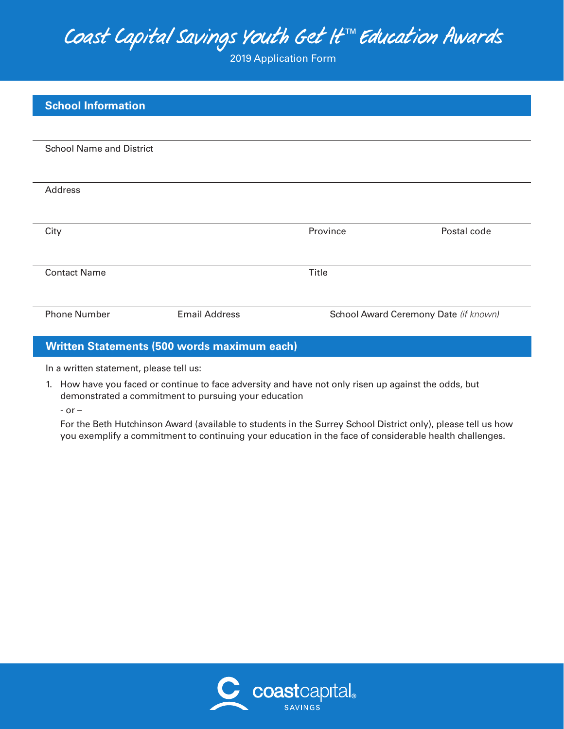# Coast Capital Savings Youth Get It™ Education Awards

2019 Application Form

## School Information

School Name and District

Address

City | Province | Postal code

Contact Name | Title

Phone Number | Email Address | School Award Ceremony Date *(if known)*

## Written Statements (500 words maximum each)

In a written statement, please tell us:

1. How have you faced or continue to face adversity and have not only risen up against the odds, but demonstrated a commitment to pursuing your education

   - or –

   For the Beth Hutchinson Award (available to students in the Surrey School District only), please tell us how you exemplify a commitment to continuing your education in the face of considerable health challenges.

coastcapital SAVINGS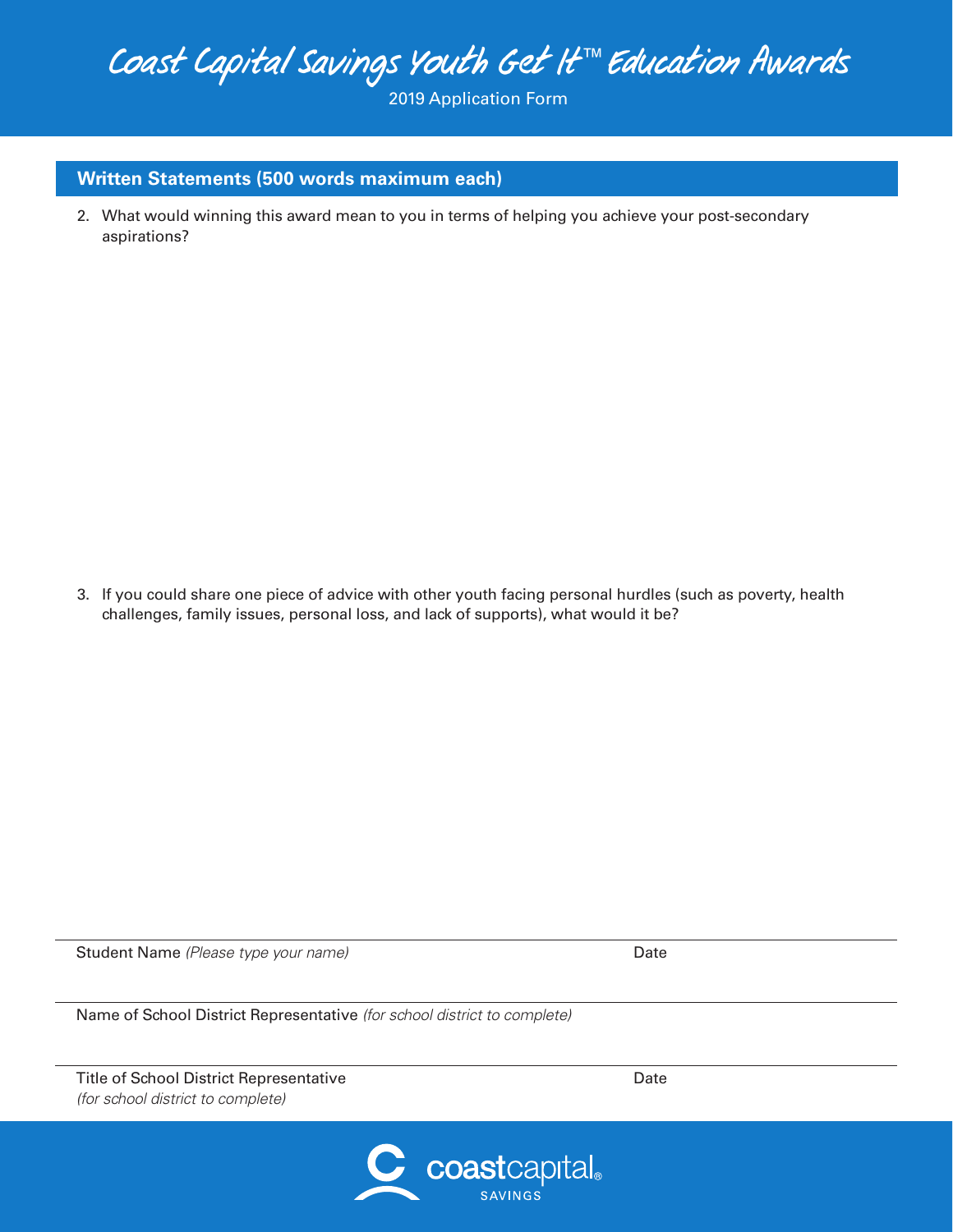# Coast Capital Savings Youth Get It™ Education Awards

2019 Application Form

## Written Statements (500 words maximum each)

2. What would winning this award mean to you in terms of helping you achieve your post-secondary aspirations?

3. If you could share one piece of advice with other youth facing personal hurdles (such as poverty, health challenges, family issues, personal loss, and lack of supports), what would it be?

Student Name *(Please type your name)* Date

Name of School District Representative *(for school district to complete)*

Title of School District Representative *(for school district to complete)* Date

coastcapital SAVINGS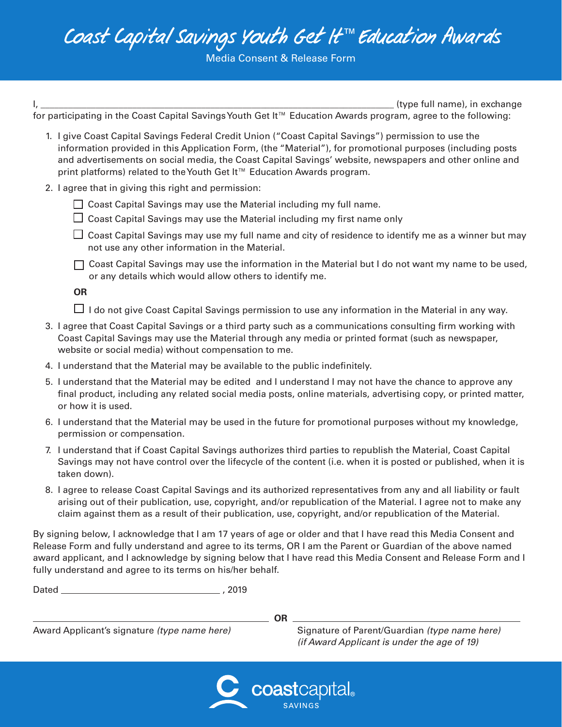# Coast Capital Savings Youth Get It™ Education Awards

Media Consent & Release Form

I, \_\_\_\_\_\_\_\_\_\_\_\_\_\_\_\_\_\_\_\_\_\_\_\_\_\_\_\_\_\_\_\_\_\_\_\_\_\_\_\_\_\_\_\_\_\_\_\_\_\_\_\_\_\_\_\_\_\_\_\_ (type full name), in exchange for participating in the Coast Capital Savings Youth Get It™ Education Awards program, agree to the following:

1. I give Coast Capital Savings Federal Credit Union ("Coast Capital Savings") permission to use the information provided in this Application Form, (the "Material"), for promotional purposes (including posts and advertisements on social media, the Coast Capital Savings' website, newspapers and other online and print platforms) related to the Youth Get It™ Education Awards program.
2. I agree that in giving this right and permission:
   - ☐ Coast Capital Savings may use the Material including my full name.
   - ☐ Coast Capital Savings may use the Material including my first name only
   - ☐ Coast Capital Savings may use my full name and city of residence to identify me as a winner but may not use any other information in the Material.
   - ☐ Coast Capital Savings may use the information in the Material but I do not want my name to be used, or any details which would allow others to identify me.

   **OR**

   - ☐ I do not give Coast Capital Savings permission to use any information in the Material in any way.
3. I agree that Coast Capital Savings or a third party such as a communications consulting firm working with Coast Capital Savings may use the Material through any media or printed format (such as newspaper, website or social media) without compensation to me.
4. I understand that the Material may be available to the public indefinitely.
5. I understand that the Material may be edited and I understand I may not have the chance to approve any final product, including any related social media posts, online materials, advertising copy, or printed matter, or how it is used.
6. I understand that the Material may be used in the future for promotional purposes without my knowledge, permission or compensation.
7. I understand that if Coast Capital Savings authorizes third parties to republish the Material, Coast Capital Savings may not have control over the lifecycle of the content (i.e. when it is posted or published, when it is taken down).
8. I agree to release Coast Capital Savings and its authorized representatives from any and all liability or fault arising out of their publication, use, copyright, and/or republication of the Material. I agree not to make any claim against them as a result of their publication, use, copyright, and/or republication of the Material.

By signing below, I acknowledge that I am 17 years of age or older and that I have read this Media Consent and Release Form and fully understand and agree to its terms, OR I am the Parent or Guardian of the above named award applicant, and I acknowledge by signing below that I have read this Media Consent and Release Form and I fully understand and agree to its terms on his/her behalf.

Dated \_\_\_\_\_\_\_\_\_\_\_\_\_\_\_\_\_\_\_\_\_\_\_\_\_\_\_\_, 2019

\_\_\_\_\_\_\_\_\_\_\_\_\_\_\_\_\_\_\_\_\_\_\_\_\_\_\_\_\_\_\_\_\_\_\_\_ **OR** \_\_\_\_\_\_\_\_\_\_\_\_\_\_\_\_\_\_\_\_\_\_\_\_\_\_\_\_\_\_\_\_\_\_\_\_

Award Applicant's signature *(type name here)*

Signature of Parent/Guardian *(type name here)* *(if Award Applicant is under the age of 19)*

coastcapital SAVINGS